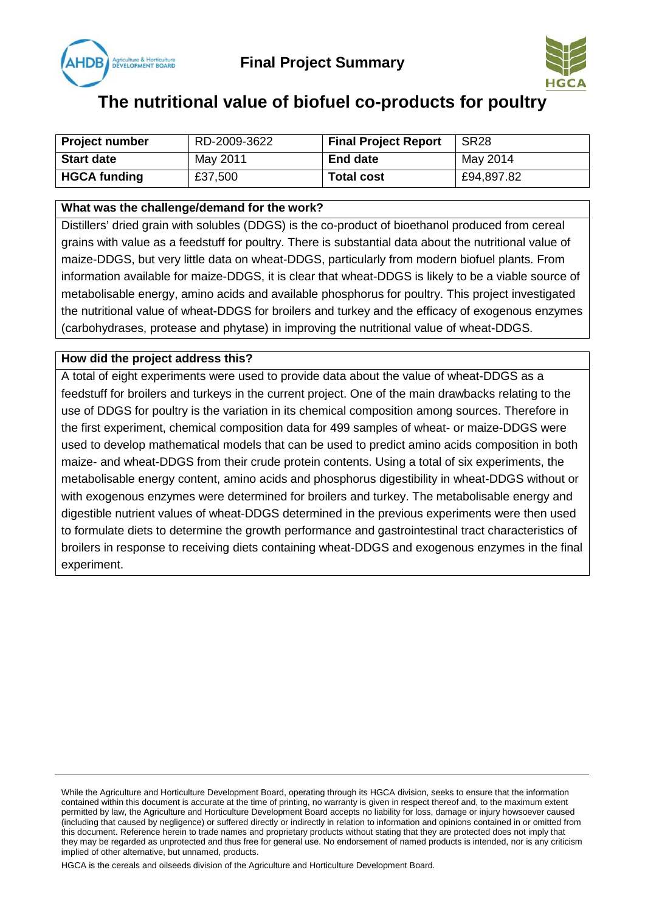**Final Project Summary**

# The nutritional value of biofuel co-products for poultry

| **Project number** | RD-2009-3622 | **Final Project Report** | SR28 |
|---|---|---|---|
| **Start date** | May 2011 | **End date** | May 2014 |
| **HGCA funding** | £37,500 | **Total cost** | £94,897.82 |

**What was the challenge/demand for the work?**

Distillers' dried grain with solubles (DDGS) is the co-product of bioethanol produced from cereal grains with value as a feedstuff for poultry. There is substantial data about the nutritional value of maize-DDGS, but very little data on wheat-DDGS, particularly from modern biofuel plants. From information available for maize-DDGS, it is clear that wheat-DDGS is likely to be a viable source of metabolisable energy, amino acids and available phosphorus for poultry. This project investigated the nutritional value of wheat-DDGS for broilers and turkey and the efficacy of exogenous enzymes (carbohydrases, protease and phytase) in improving the nutritional value of wheat-DDGS.

**How did the project address this?**

A total of eight experiments were used to provide data about the value of wheat-DDGS as a feedstuff for broilers and turkeys in the current project. One of the main drawbacks relating to the use of DDGS for poultry is the variation in its chemical composition among sources. Therefore in the first experiment, chemical composition data for 499 samples of wheat- or maize-DDGS were used to develop mathematical models that can be used to predict amino acids composition in both maize- and wheat-DDGS from their crude protein contents. Using a total of six experiments, the metabolisable energy content, amino acids and phosphorus digestibility in wheat-DDGS without or with exogenous enzymes were determined for broilers and turkey. The metabolisable energy and digestible nutrient values of wheat-DDGS determined in the previous experiments were then used to formulate diets to determine the growth performance and gastrointestinal tract characteristics of broilers in response to receiving diets containing wheat-DDGS and exogenous enzymes in the final experiment.

While the Agriculture and Horticulture Development Board, operating through its HGCA division, seeks to ensure that the information contained within this document is accurate at the time of printing, no warranty is given in respect thereof and, to the maximum extent permitted by law, the Agriculture and Horticulture Development Board accepts no liability for loss, damage or injury howsoever caused (including that caused by negligence) or suffered directly or indirectly in relation to information and opinions contained in or omitted from this document. Reference herein to trade names and proprietary products without stating that they are protected does not imply that they may be regarded as unprotected and thus free for general use. No endorsement of named products is intended, nor is any criticism implied of other alternative, but unnamed, products.

HGCA is the cereals and oilseeds division of the Agriculture and Horticulture Development Board.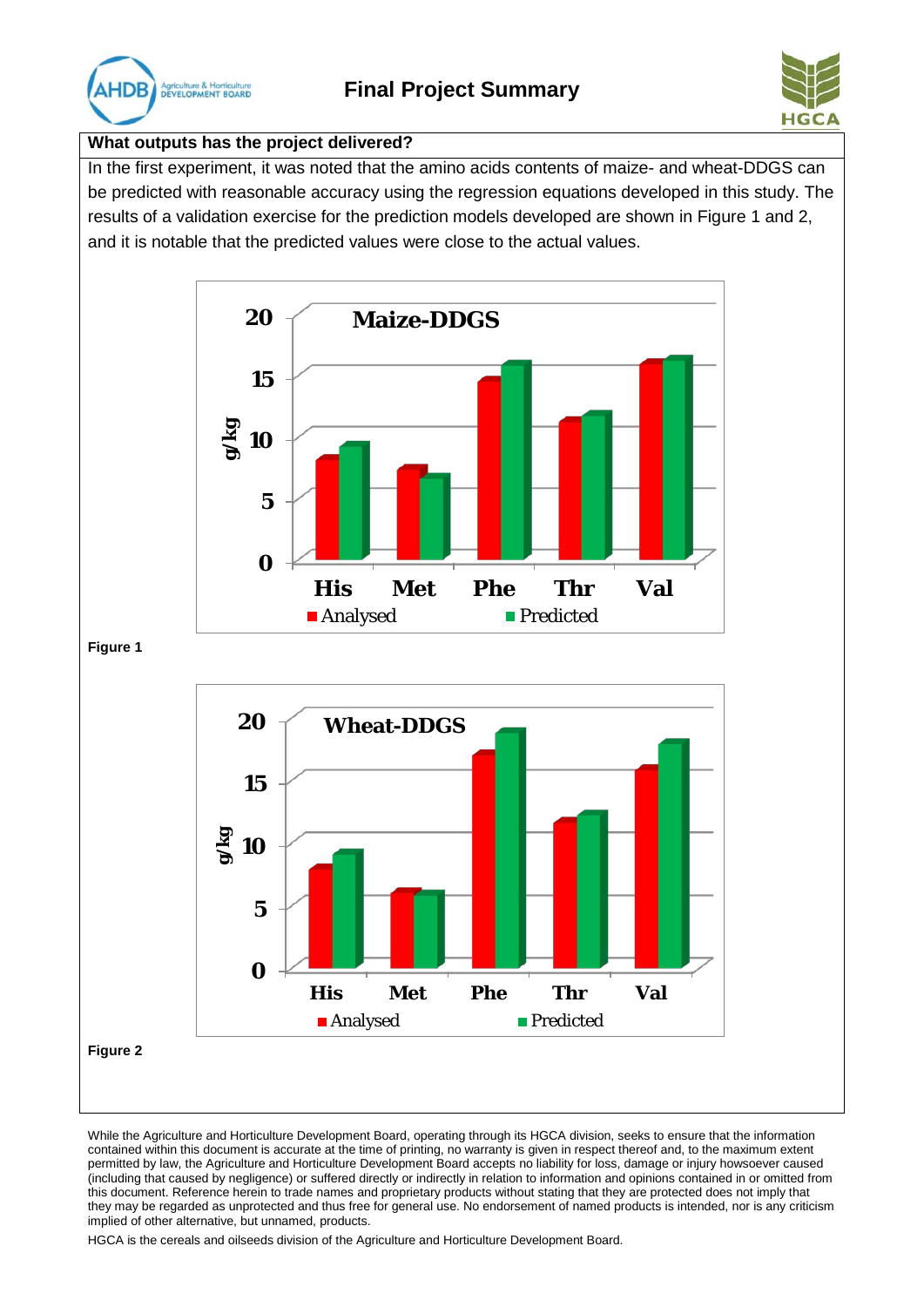### What outputs has the project delivered?

In the first experiment, it was noted that the amino acids contents of maize- and wheat-DDGS can be predicted with reasonable accuracy using the regression equations developed in this study. The results of a validation exercise for the prediction models developed are shown in Figure 1 and 2, and it is notable that the predicted values were close to the actual values.

**Figure 1**

**Figure 2**

While the Agriculture and Horticulture Development Board, operating through its HGCA division, seeks to ensure that the information contained within this document is accurate at the time of printing, no warranty is given in respect thereof and, to the maximum extent permitted by law, the Agriculture and Horticulture Development Board accepts no liability for loss, damage or injury howsoever caused (including that caused by negligence) or suffered directly or indirectly in relation to information and opinions contained in or omitted from this document. Reference herein to trade names and proprietary products without stating that they are protected does not imply that they may be regarded as unprotected and thus free for general use. No endorsement of named products is intended, nor is any criticism implied of other alternative, but unnamed, products.

HGCA is the cereals and oilseeds division of the Agriculture and Horticulture Development Board.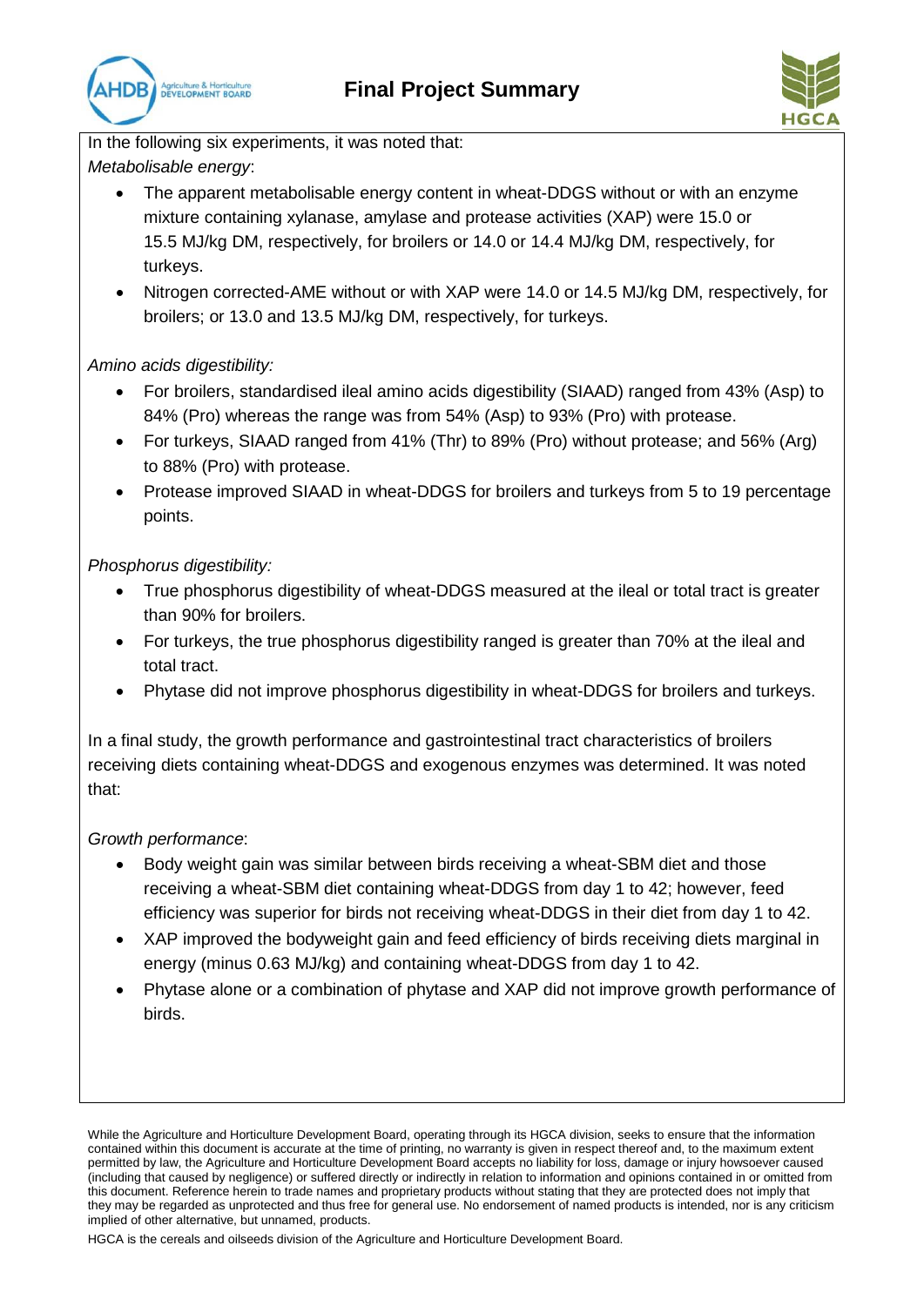In the following six experiments, it was noted that:

*Metabolisable energy*:

- The apparent metabolisable energy content in wheat-DDGS without or with an enzyme mixture containing xylanase, amylase and protease activities (XAP) were 15.0 or 15.5 MJ/kg DM, respectively, for broilers or 14.0 or 14.4 MJ/kg DM, respectively, for turkeys.
- Nitrogen corrected-AME without or with XAP were 14.0 or 14.5 MJ/kg DM, respectively, for broilers; or 13.0 and 13.5 MJ/kg DM, respectively, for turkeys.

*Amino acids digestibility:*

- For broilers, standardised ileal amino acids digestibility (SIAAD) ranged from 43% (Asp) to 84% (Pro) whereas the range was from 54% (Asp) to 93% (Pro) with protease.
- For turkeys, SIAAD ranged from 41% (Thr) to 89% (Pro) without protease; and 56% (Arg) to 88% (Pro) with protease.
- Protease improved SIAAD in wheat-DDGS for broilers and turkeys from 5 to 19 percentage points.

*Phosphorus digestibility:*

- True phosphorus digestibility of wheat-DDGS measured at the ileal or total tract is greater than 90% for broilers.
- For turkeys, the true phosphorus digestibility ranged is greater than 70% at the ileal and total tract.
- Phytase did not improve phosphorus digestibility in wheat-DDGS for broilers and turkeys.

In a final study, the growth performance and gastrointestinal tract characteristics of broilers receiving diets containing wheat-DDGS and exogenous enzymes was determined. It was noted that:

*Growth performance*:

- Body weight gain was similar between birds receiving a wheat-SBM diet and those receiving a wheat-SBM diet containing wheat-DDGS from day 1 to 42; however, feed efficiency was superior for birds not receiving wheat-DDGS in their diet from day 1 to 42.
- XAP improved the bodyweight gain and feed efficiency of birds receiving diets marginal in energy (minus 0.63 MJ/kg) and containing wheat-DDGS from day 1 to 42.
- Phytase alone or a combination of phytase and XAP did not improve growth performance of birds.

While the Agriculture and Horticulture Development Board, operating through its HGCA division, seeks to ensure that the information contained within this document is accurate at the time of printing, no warranty is given in respect thereof and, to the maximum extent permitted by law, the Agriculture and Horticulture Development Board accepts no liability for loss, damage or injury howsoever caused (including that caused by negligence) or suffered directly or indirectly in relation to information and opinions contained in or omitted from this document. Reference herein to trade names and proprietary products without stating that they are protected does not imply that they may be regarded as unprotected and thus free for general use. No endorsement of named products is intended, nor is any criticism implied of other alternative, but unnamed, products.

HGCA is the cereals and oilseeds division of the Agriculture and Horticulture Development Board.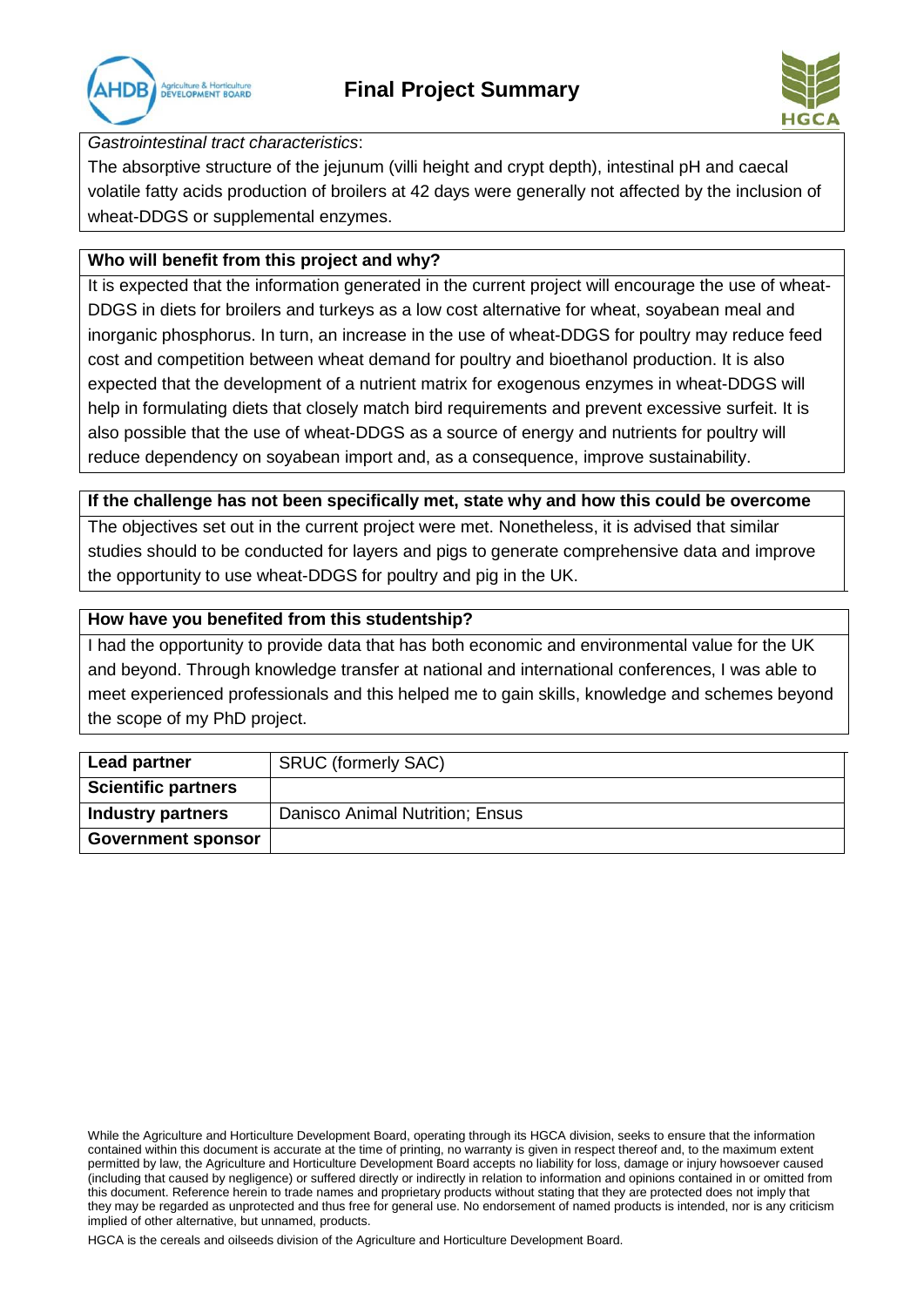*Gastrointestinal tract characteristics*:

The absorptive structure of the jejunum (villi height and crypt depth), intestinal pH and caecal volatile fatty acids production of broilers at 42 days were generally not affected by the inclusion of wheat-DDGS or supplemental enzymes.

**Who will benefit from this project and why?**

It is expected that the information generated in the current project will encourage the use of wheat-DDGS in diets for broilers and turkeys as a low cost alternative for wheat, soyabean meal and inorganic phosphorus. In turn, an increase in the use of wheat-DDGS for poultry may reduce feed cost and competition between wheat demand for poultry and bioethanol production. It is also expected that the development of a nutrient matrix for exogenous enzymes in wheat-DDGS will help in formulating diets that closely match bird requirements and prevent excessive surfeit. It is also possible that the use of wheat-DDGS as a source of energy and nutrients for poultry will reduce dependency on soyabean import and, as a consequence, improve sustainability.

**If the challenge has not been specifically met, state why and how this could be overcome**

The objectives set out in the current project were met. Nonetheless, it is advised that similar studies should to be conducted for layers and pigs to generate comprehensive data and improve the opportunity to use wheat-DDGS for poultry and pig in the UK.

**How have you benefited from this studentship?**

I had the opportunity to provide data that has both economic and environmental value for the UK and beyond. Through knowledge transfer at national and international conferences, I was able to meet experienced professionals and this helped me to gain skills, knowledge and schemes beyond the scope of my PhD project.

| | |
|---|---|
| **Lead partner** | SRUC (formerly SAC) |
| **Scientific partners** | |
| **Industry partners** | Danisco Animal Nutrition; Ensus |
| **Government sponsor** | |

While the Agriculture and Horticulture Development Board, operating through its HGCA division, seeks to ensure that the information contained within this document is accurate at the time of printing, no warranty is given in respect thereof and, to the maximum extent permitted by law, the Agriculture and Horticulture Development Board accepts no liability for loss, damage or injury howsoever caused (including that caused by negligence) or suffered directly or indirectly in relation to information and opinions contained in or omitted from this document. Reference herein to trade names and proprietary products without stating that they are protected does not imply that they may be regarded as unprotected and thus free for general use. No endorsement of named products is intended, nor is any criticism implied of other alternative, but unnamed, products.

HGCA is the cereals and oilseeds division of the Agriculture and Horticulture Development Board.